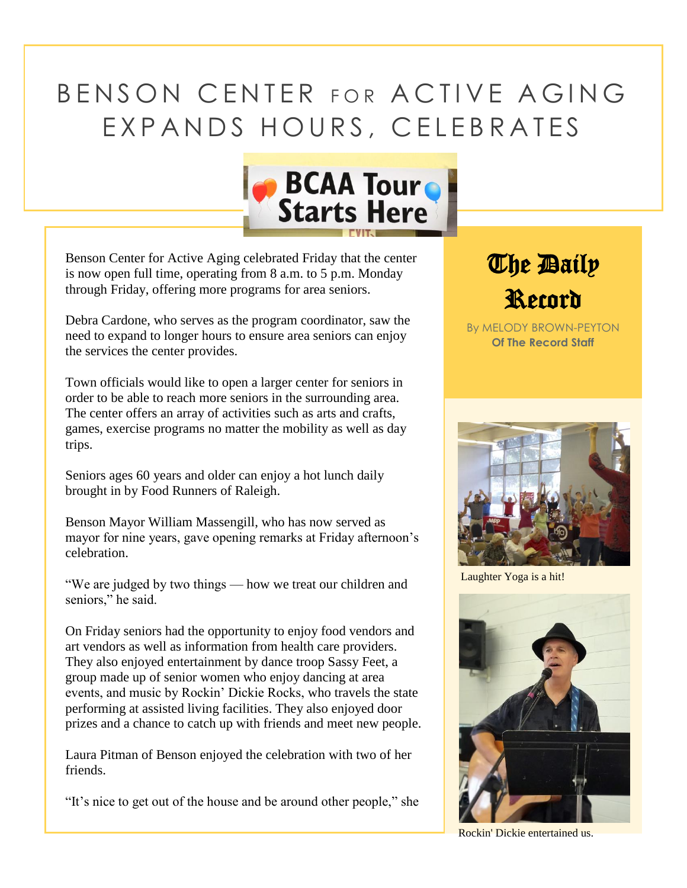# BENSON CENTER FOR ACTIVE AGING EXPANDS HOURS, CELEBRATES

BCAA Tour Starts Here

## The Daily Record

By MELODY BROWN-PEYTON
**Of The Record Staff**

Benson Center for Active Aging celebrated Friday that the center is now open full time, operating from 8 a.m. to 5 p.m. Monday through Friday, offering more programs for area seniors.

Debra Cardone, who serves as the program coordinator, saw the need to expand to longer hours to ensure area seniors can enjoy the services the center provides.

Town officials would like to open a larger center for seniors in order to be able to reach more seniors in the surrounding area. The center offers an array of activities such as arts and crafts, games, exercise programs no matter the mobility as well as day trips.

Seniors ages 60 years and older can enjoy a hot lunch daily brought in by Food Runners of Raleigh.

Benson Mayor William Massengill, who has now served as mayor for nine years, gave opening remarks at Friday afternoon's celebration.

"We are judged by two things — how we treat our children and seniors," he said.

On Friday seniors had the opportunity to enjoy food vendors and art vendors as well as information from health care providers. They also enjoyed entertainment by dance troop Sassy Feet, a group made up of senior women who enjoy dancing at area events, and music by Rockin' Dickie Rocks, who travels the state performing at assisted living facilities. They also enjoyed door prizes and a chance to catch up with friends and meet new people.

Laura Pitman of Benson enjoyed the celebration with two of her friends.

"It's nice to get out of the house and be around other people," she

Laughter Yoga is a hit!

Rockin' Dickie entertained us.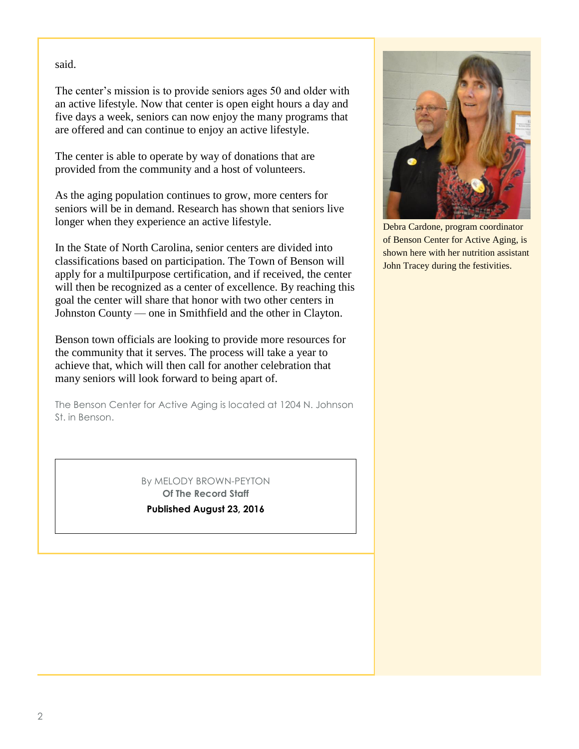said.

The center's mission is to provide seniors ages 50 and older with an active lifestyle. Now that center is open eight hours a day and five days a week, seniors can now enjoy the many programs that are offered and can continue to enjoy an active lifestyle.

The center is able to operate by way of donations that are provided from the community and a host of volunteers.

As the aging population continues to grow, more centers for seniors will be in demand. Research has shown that seniors live longer when they experience an active lifestyle.

In the State of North Carolina, senior centers are divided into classifications based on participation. The Town of Benson will apply for a multiIpurpose certification, and if received, the center will then be recognized as a center of excellence. By reaching this goal the center will share that honor with two other centers in Johnston County — one in Smithfield and the other in Clayton.

Benson town officials are looking to provide more resources for the community that it serves. The process will take a year to achieve that, which will then call for another celebration that many seniors will look forward to being apart of.

The Benson Center for Active Aging is located at 1204 N. Johnson St. in Benson.

By MELODY BROWN-PEYTON
**Of The Record Staff**
**Published August 23, 2016**

Debra Cardone, program coordinator of Benson Center for Active Aging, is shown here with her nutrition assistant John Tracey during the festivities.